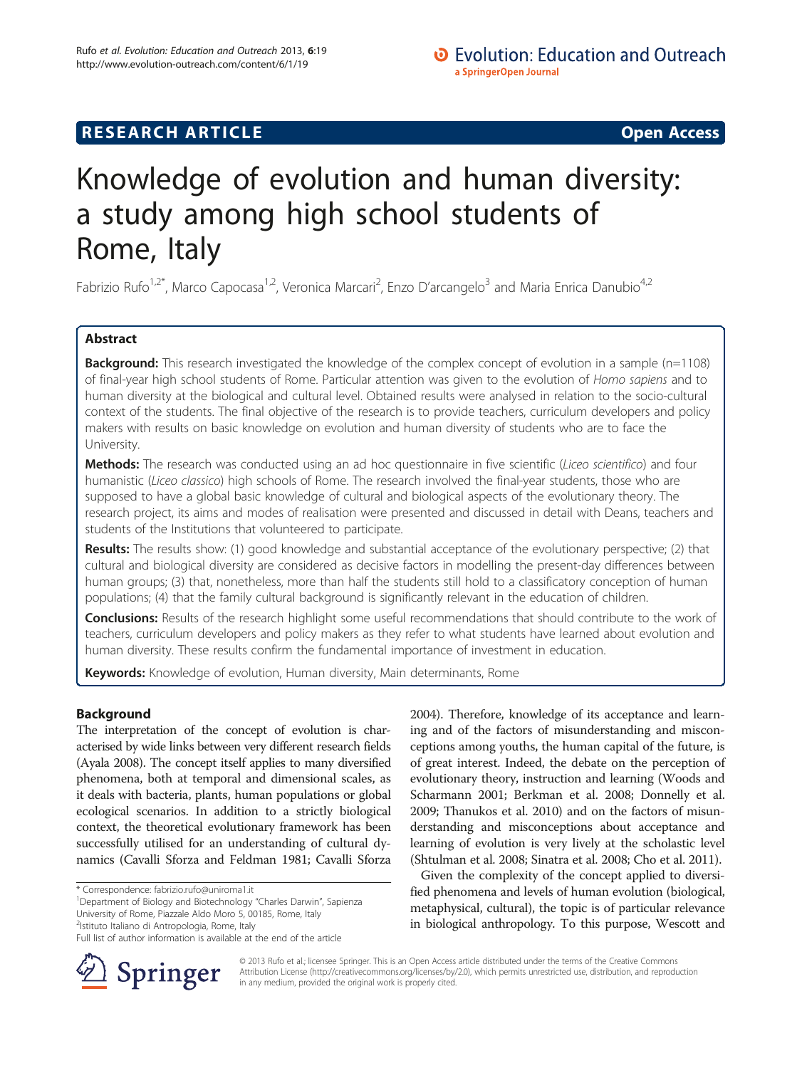**RESEARCH ARTICLE** **Open Access**

# Knowledge of evolution and human diversity: a study among high school students of Rome, Italy

Fabrizio Rufo[1,2*], Marco Capocasa[1,2], Veronica Marcari[2], Enzo D'arcangelo[3] and Maria Enrica Danubio[4,2]

## Abstract

**Background:** This research investigated the knowledge of the complex concept of evolution in a sample (n=1108) of final-year high school students of Rome. Particular attention was given to the evolution of *Homo sapiens* and to human diversity at the biological and cultural level. Obtained results were analysed in relation to the socio-cultural context of the students. The final objective of the research is to provide teachers, curriculum developers and policy makers with results on basic knowledge on evolution and human diversity of students who are to face the University.

**Methods:** The research was conducted using an ad hoc questionnaire in five scientific (*Liceo scientifico*) and four humanistic (*Liceo classico*) high schools of Rome. The research involved the final-year students, those who are supposed to have a global basic knowledge of cultural and biological aspects of the evolutionary theory. The research project, its aims and modes of realisation were presented and discussed in detail with Deans, teachers and students of the Institutions that volunteered to participate.

**Results:** The results show: (1) good knowledge and substantial acceptance of the evolutionary perspective; (2) that cultural and biological diversity are considered as decisive factors in modelling the present-day differences between human groups; (3) that, nonetheless, more than half the students still hold to a classificatory conception of human populations; (4) that the family cultural background is significantly relevant in the education of children.

**Conclusions:** Results of the research highlight some useful recommendations that should contribute to the work of teachers, curriculum developers and policy makers as they refer to what students have learned about evolution and human diversity. These results confirm the fundamental importance of investment in education.

**Keywords:** Knowledge of evolution, Human diversity, Main determinants, Rome

## Background

The interpretation of the concept of evolution is characterised by wide links between very different research fields (Ayala 2008). The concept itself applies to many diversified phenomena, both at temporal and dimensional scales, as it deals with bacteria, plants, human populations or global ecological scenarios. In addition to a strictly biological context, the theoretical evolutionary framework has been successfully utilised for an understanding of cultural dynamics (Cavalli Sforza and Feldman 1981; Cavalli Sforza 2004). Therefore, knowledge of its acceptance and learning and of the factors of misunderstanding and misconceptions among youths, the human capital of the future, is of great interest. Indeed, the debate on the perception of evolutionary theory, instruction and learning (Woods and Scharmann 2001; Berkman et al. 2008; Donnelly et al. 2009; Thanukos et al. 2010) and on the factors of misunderstanding and misconceptions about acceptance and learning of evolution is very lively at the scholastic level (Shtulman et al. 2008; Sinatra et al. 2008; Cho et al. 2011).

Given the complexity of the concept applied to diversified phenomena and levels of human evolution (biological, metaphysical, cultural), the topic is of particular relevance in biological anthropology. To this purpose, Wescott and

\* Correspondence: fabrizio.rufo@uniroma1.it
[1]Department of Biology and Biotechnology "Charles Darwin", Sapienza University of Rome, Piazzale Aldo Moro 5, 00185, Rome, Italy
[2]Istituto Italiano di Antropologia, Rome, Italy
Full list of author information is available at the end of the article

© 2013 Rufo et al.; licensee Springer. This is an Open Access article distributed under the terms of the Creative Commons Attribution License (http://creativecommons.org/licenses/by/2.0), which permits unrestricted use, distribution, and reproduction in any medium, provided the original work is properly cited.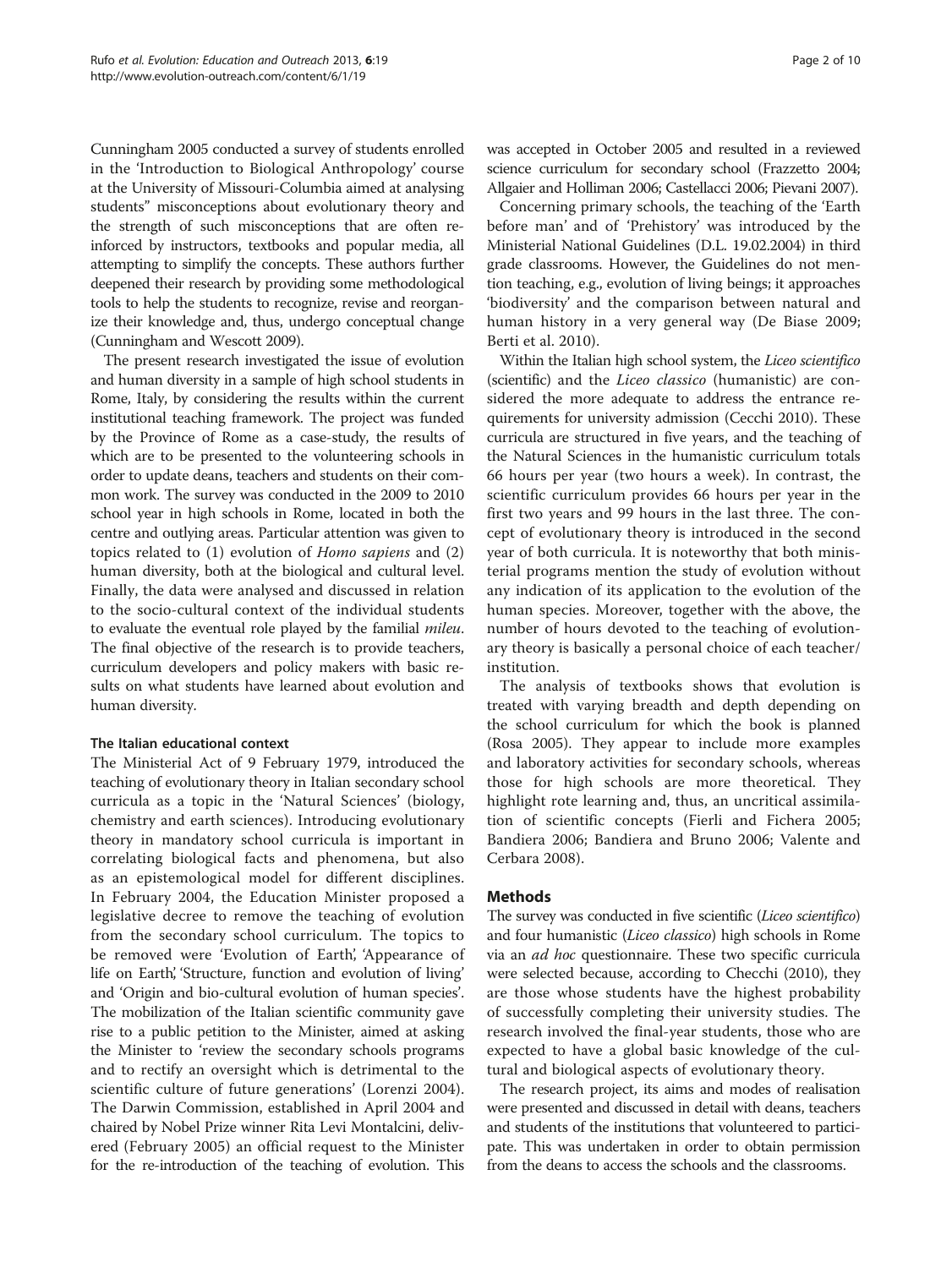Cunningham 2005 conducted a survey of students enrolled in the 'Introduction to Biological Anthropology' course at the University of Missouri-Columbia aimed at analysing students" misconceptions about evolutionary theory and the strength of such misconceptions that are often reinforced by instructors, textbooks and popular media, all attempting to simplify the concepts. These authors further deepened their research by providing some methodological tools to help the students to recognize, revise and reorganize their knowledge and, thus, undergo conceptual change (Cunningham and Wescott 2009).

The present research investigated the issue of evolution and human diversity in a sample of high school students in Rome, Italy, by considering the results within the current institutional teaching framework. The project was funded by the Province of Rome as a case-study, the results of which are to be presented to the volunteering schools in order to update deans, teachers and students on their common work. The survey was conducted in the 2009 to 2010 school year in high schools in Rome, located in both the centre and outlying areas. Particular attention was given to topics related to (1) evolution of *Homo sapiens* and (2) human diversity, both at the biological and cultural level. Finally, the data were analysed and discussed in relation to the socio-cultural context of the individual students to evaluate the eventual role played by the familial *mileu*. The final objective of the research is to provide teachers, curriculum developers and policy makers with basic results on what students have learned about evolution and human diversity.

### The Italian educational context

The Ministerial Act of 9 February 1979, introduced the teaching of evolutionary theory in Italian secondary school curricula as a topic in the 'Natural Sciences' (biology, chemistry and earth sciences). Introducing evolutionary theory in mandatory school curricula is important in correlating biological facts and phenomena, but also as an epistemological model for different disciplines. In February 2004, the Education Minister proposed a legislative decree to remove the teaching of evolution from the secondary school curriculum. The topics to be removed were 'Evolution of Earth', 'Appearance of life on Earth', 'Structure, function and evolution of living' and 'Origin and bio-cultural evolution of human species'. The mobilization of the Italian scientific community gave rise to a public petition to the Minister, aimed at asking the Minister to 'review the secondary schools programs and to rectify an oversight which is detrimental to the scientific culture of future generations' (Lorenzi 2004). The Darwin Commission, established in April 2004 and chaired by Nobel Prize winner Rita Levi Montalcini, delivered (February 2005) an official request to the Minister for the re-introduction of the teaching of evolution. This was accepted in October 2005 and resulted in a reviewed science curriculum for secondary school (Frazzetto 2004; Allgaier and Holliman 2006; Castellacci 2006; Pievani 2007).

Concerning primary schools, the teaching of the 'Earth before man' and of 'Prehistory' was introduced by the Ministerial National Guidelines (D.L. 19.02.2004) in third grade classrooms. However, the Guidelines do not mention teaching, e.g., evolution of living beings; it approaches 'biodiversity' and the comparison between natural and human history in a very general way (De Biase 2009; Berti et al. 2010).

Within the Italian high school system, the *Liceo scientifico* (scientific) and the *Liceo classico* (humanistic) are considered the more adequate to address the entrance requirements for university admission (Cecchi 2010). These curricula are structured in five years, and the teaching of the Natural Sciences in the humanistic curriculum totals 66 hours per year (two hours a week). In contrast, the scientific curriculum provides 66 hours per year in the first two years and 99 hours in the last three. The concept of evolutionary theory is introduced in the second year of both curricula. It is noteworthy that both ministerial programs mention the study of evolution without any indication of its application to the evolution of the human species. Moreover, together with the above, the number of hours devoted to the teaching of evolutionary theory is basically a personal choice of each teacher/institution.

The analysis of textbooks shows that evolution is treated with varying breadth and depth depending on the school curriculum for which the book is planned (Rosa 2005). They appear to include more examples and laboratory activities for secondary schools, whereas those for high schools are more theoretical. They highlight rote learning and, thus, an uncritical assimilation of scientific concepts (Fierli and Fichera 2005; Bandiera 2006; Bandiera and Bruno 2006; Valente and Cerbara 2008).

## Methods

The survey was conducted in five scientific (*Liceo scientifico*) and four humanistic (*Liceo classico*) high schools in Rome via an *ad hoc* questionnaire. These two specific curricula were selected because, according to Checchi (2010), they are those whose students have the highest probability of successfully completing their university studies. The research involved the final-year students, those who are expected to have a global basic knowledge of the cultural and biological aspects of evolutionary theory.

The research project, its aims and modes of realisation were presented and discussed in detail with deans, teachers and students of the institutions that volunteered to participate. This was undertaken in order to obtain permission from the deans to access the schools and the classrooms.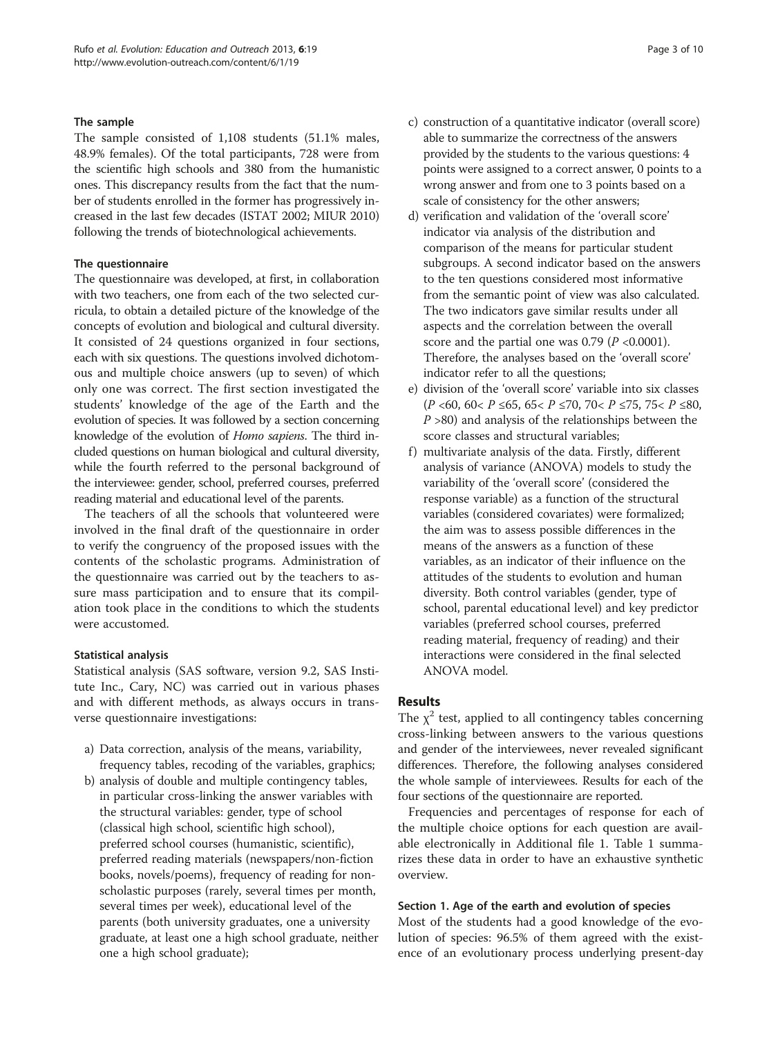### The sample

The sample consisted of 1,108 students (51.1% males, 48.9% females). Of the total participants, 728 were from the scientific high schools and 380 from the humanistic ones. This discrepancy results from the fact that the number of students enrolled in the former has progressively increased in the last few decades (ISTAT 2002; MIUR 2010) following the trends of biotechnological achievements.

### The questionnaire

The questionnaire was developed, at first, in collaboration with two teachers, one from each of the two selected curricula, to obtain a detailed picture of the knowledge of the concepts of evolution and biological and cultural diversity. It consisted of 24 questions organized in four sections, each with six questions. The questions involved dichotomous and multiple choice answers (up to seven) of which only one was correct. The first section investigated the students' knowledge of the age of the Earth and the evolution of species. It was followed by a section concerning knowledge of the evolution of *Homo sapiens*. The third included questions on human biological and cultural diversity, while the fourth referred to the personal background of the interviewee: gender, school, preferred courses, preferred reading material and educational level of the parents.

The teachers of all the schools that volunteered were involved in the final draft of the questionnaire in order to verify the congruency of the proposed issues with the contents of the scholastic programs. Administration of the questionnaire was carried out by the teachers to assure mass participation and to ensure that its compilation took place in the conditions to which the students were accustomed.

### Statistical analysis

Statistical analysis (SAS software, version 9.2, SAS Institute Inc., Cary, NC) was carried out in various phases and with different methods, as always occurs in transverse questionnaire investigations:

a) Data correction, analysis of the means, variability, frequency tables, recoding of the variables, graphics;
b) analysis of double and multiple contingency tables, in particular cross-linking the answer variables with the structural variables: gender, type of school (classical high school, scientific high school), preferred school courses (humanistic, scientific), preferred reading materials (newspapers/non-fiction books, novels/poems), frequency of reading for non-scholastic purposes (rarely, several times per month, several times per week), educational level of the parents (both university graduates, one a university graduate, at least one a high school graduate, neither one a high school graduate);
c) construction of a quantitative indicator (overall score) able to summarize the correctness of the answers provided by the students to the various questions: 4 points were assigned to a correct answer, 0 points to a wrong answer and from one to 3 points based on a scale of consistency for the other answers;
d) verification and validation of the 'overall score' indicator via analysis of the distribution and comparison of the means for particular student subgroups. A second indicator based on the answers to the ten questions considered most informative from the semantic point of view was also calculated. The two indicators gave similar results under all aspects and the correlation between the overall score and the partial one was 0.79 ($P$ <0.0001). Therefore, the analyses based on the 'overall score' indicator refer to all the questions;
e) division of the 'overall score' variable into six classes ($P$ <60, 60< $P$ ≤65, 65< $P$ ≤70, 70< $P$ ≤75, 75< $P$ ≤80, $P$ >80) and analysis of the relationships between the score classes and structural variables;
f) multivariate analysis of the data. Firstly, different analysis of variance (ANOVA) models to study the variability of the 'overall score' (considered the response variable) as a function of the structural variables (considered covariates) were formalized; the aim was to assess possible differences in the means of the answers as a function of these variables, as an indicator of their influence on the attitudes of the students to evolution and human diversity. Both control variables (gender, type of school, parental educational level) and key predictor variables (preferred school courses, preferred reading material, frequency of reading) and their interactions were considered in the final selected ANOVA model.

## Results

The $\chi^2$ test, applied to all contingency tables concerning cross-linking between answers to the various questions and gender of the interviewees, never revealed significant differences. Therefore, the following analyses considered the whole sample of interviewees. Results for each of the four sections of the questionnaire are reported.

Frequencies and percentages of response for each of the multiple choice options for each question are available electronically in Additional file 1. Table 1 summarizes these data in order to have an exhaustive synthetic overview.

### Section 1. Age of the earth and evolution of species

Most of the students had a good knowledge of the evolution of species: 96.5% of them agreed with the existence of an evolutionary process underlying present-day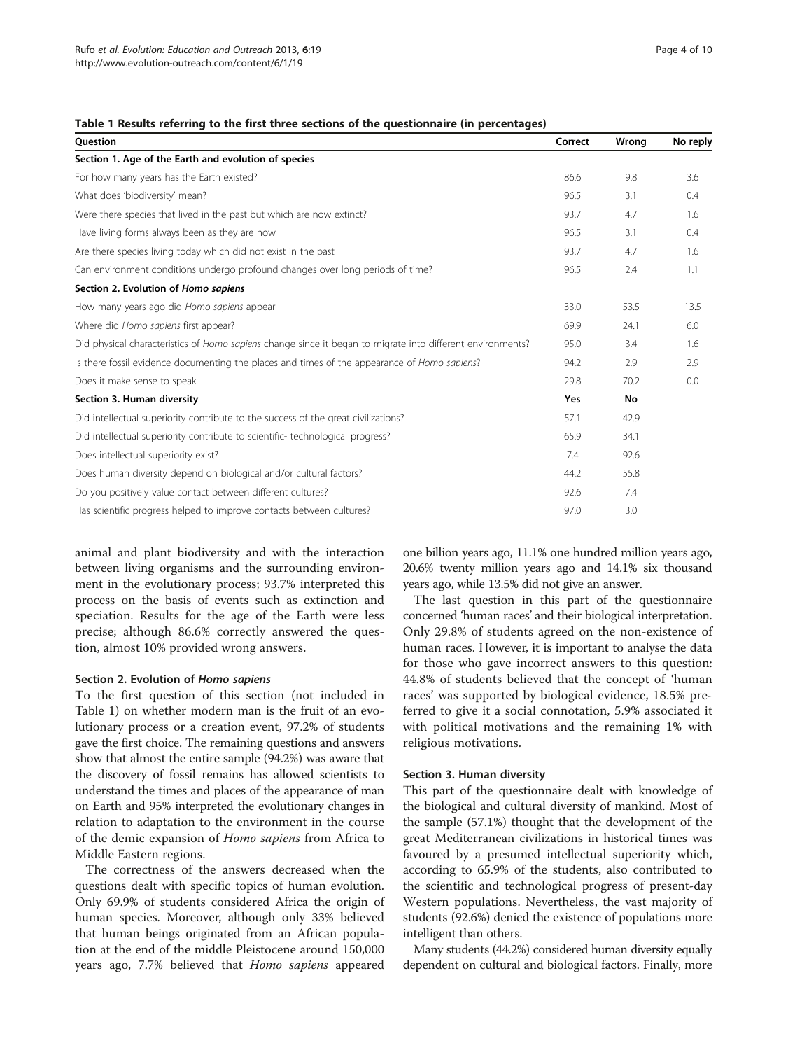**Table 1 Results referring to the first three sections of the questionnaire (in percentages)**

| Question | Correct | Wrong | No reply |
|---|---|---|---|
| **Section 1. Age of the Earth and evolution of species** | | | |
| For how many years has the Earth existed? | 86.6 | 9.8 | 3.6 |
| What does 'biodiversity' mean? | 96.5 | 3.1 | 0.4 |
| Were there species that lived in the past but which are now extinct? | 93.7 | 4.7 | 1.6 |
| Have living forms always been as they are now | 96.5 | 3.1 | 0.4 |
| Are there species living today which did not exist in the past | 93.7 | 4.7 | 1.6 |
| Can environment conditions undergo profound changes over long periods of time? | 96.5 | 2.4 | 1.1 |
| **Section 2. Evolution of *Homo sapiens*** | | | |
| How many years ago did *Homo sapiens* appear | 33.0 | 53.5 | 13.5 |
| Where did *Homo sapiens* first appear? | 69.9 | 24.1 | 6.0 |
| Did physical characteristics of *Homo sapiens* change since it began to migrate into different environments? | 95.0 | 3.4 | 1.6 |
| Is there fossil evidence documenting the places and times of the appearance of *Homo sapiens*? | 94.2 | 2.9 | 2.9 |
| Does it make sense to speak | 29.8 | 70.2 | 0.0 |
| **Section 3. Human diversity** | **Yes** | **No** | |
| Did intellectual superiority contribute to the success of the great civilizations? | 57.1 | 42.9 | |
| Did intellectual superiority contribute to scientific- technological progress? | 65.9 | 34.1 | |
| Does intellectual superiority exist? | 7.4 | 92.6 | |
| Does human diversity depend on biological and/or cultural factors? | 44.2 | 55.8 | |
| Do you positively value contact between different cultures? | 92.6 | 7.4 | |
| Has scientific progress helped to improve contacts between cultures? | 97.0 | 3.0 | |

animal and plant biodiversity and with the interaction between living organisms and the surrounding environment in the evolutionary process; 93.7% interpreted this process on the basis of events such as extinction and speciation. Results for the age of the Earth were less precise; although 86.6% correctly answered the question, almost 10% provided wrong answers.

#### Section 2. Evolution of *Homo sapiens*

To the first question of this section (not included in Table 1) on whether modern man is the fruit of an evolutionary process or a creation event, 97.2% of students gave the first choice. The remaining questions and answers show that almost the entire sample (94.2%) was aware that the discovery of fossil remains has allowed scientists to understand the times and places of the appearance of man on Earth and 95% interpreted the evolutionary changes in relation to adaptation to the environment in the course of the demic expansion of *Homo sapiens* from Africa to Middle Eastern regions.

The correctness of the answers decreased when the questions dealt with specific topics of human evolution. Only 69.9% of students considered Africa the origin of human species. Moreover, although only 33% believed that human beings originated from an African population at the end of the middle Pleistocene around 150,000 years ago, 7.7% believed that *Homo sapiens* appeared one billion years ago, 11.1% one hundred million years ago, 20.6% twenty million years ago and 14.1% six thousand years ago, while 13.5% did not give an answer.

The last question in this part of the questionnaire concerned 'human races' and their biological interpretation. Only 29.8% of students agreed on the non-existence of human races. However, it is important to analyse the data for those who gave incorrect answers to this question: 44.8% of students believed that the concept of 'human races' was supported by biological evidence, 18.5% preferred to give it a social connotation, 5.9% associated it with political motivations and the remaining 1% with religious motivations.

#### Section 3. Human diversity

This part of the questionnaire dealt with knowledge of the biological and cultural diversity of mankind. Most of the sample (57.1%) thought that the development of the great Mediterranean civilizations in historical times was favoured by a presumed intellectual superiority which, according to 65.9% of the students, also contributed to the scientific and technological progress of present-day Western populations. Nevertheless, the vast majority of students (92.6%) denied the existence of populations more intelligent than others.

Many students (44.2%) considered human diversity equally dependent on cultural and biological factors. Finally, more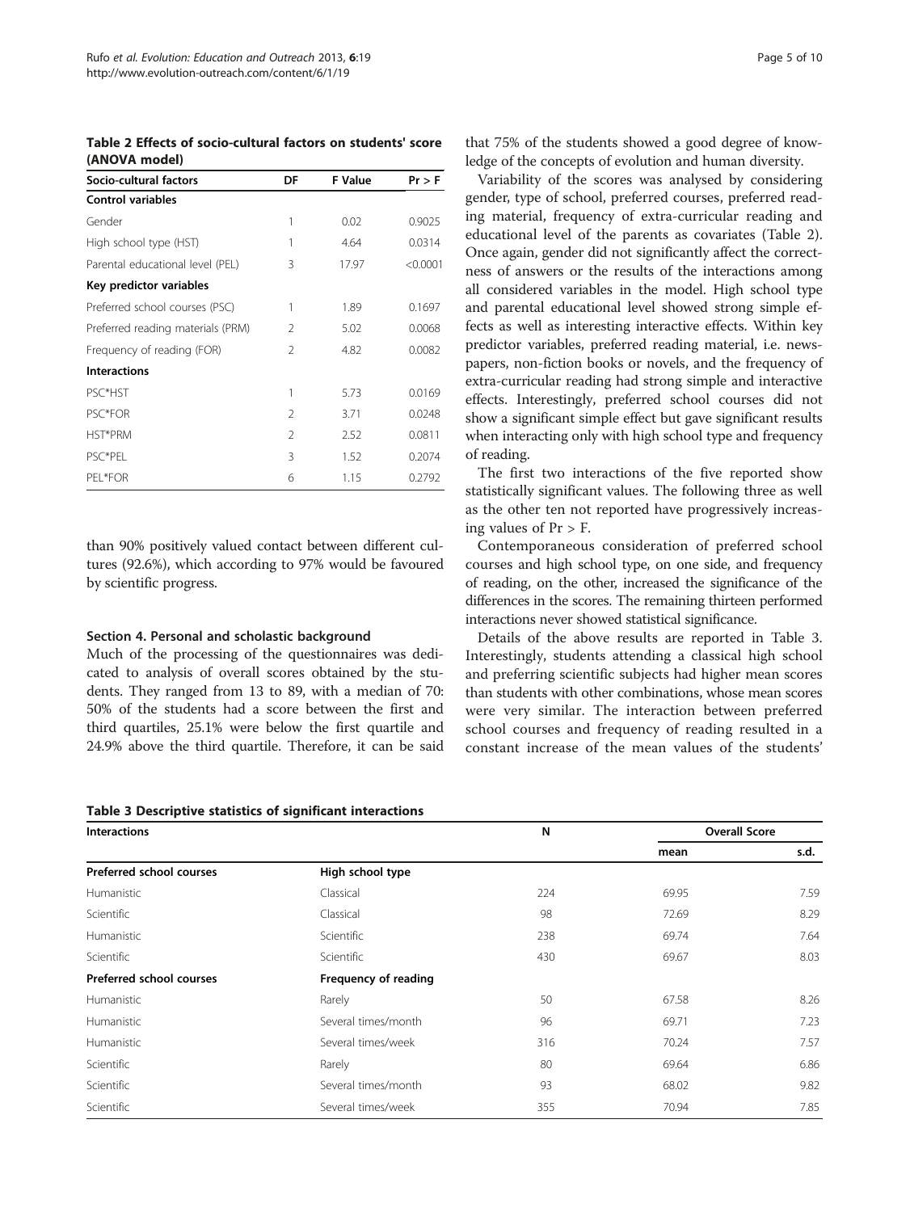**Table 2 Effects of socio-cultural factors on students' score (ANOVA model)**

| Socio-cultural factors | DF | F Value | Pr > F |
|---|---|---|---|
| **Control variables** | | | |
| Gender | 1 | 0.02 | 0.9025 |
| High school type (HST) | 1 | 4.64 | 0.0314 |
| Parental educational level (PEL) | 3 | 17.97 | <0.0001 |
| **Key predictor variables** | | | |
| Preferred school courses (PSC) | 1 | 1.89 | 0.1697 |
| Preferred reading materials (PRM) | 2 | 5.02 | 0.0068 |
| Frequency of reading (FOR) | 2 | 4.82 | 0.0082 |
| **Interactions** | | | |
| PSC*HST | 1 | 5.73 | 0.0169 |
| PSC*FOR | 2 | 3.71 | 0.0248 |
| HST*PRM | 2 | 2.52 | 0.0811 |
| PSC*PEL | 3 | 1.52 | 0.2074 |
| PEL*FOR | 6 | 1.15 | 0.2792 |

than 90% positively valued contact between different cultures (92.6%), which according to 97% would be favoured by scientific progress.

#### Section 4. Personal and scholastic background

Much of the processing of the questionnaires was dedicated to analysis of overall scores obtained by the students. They ranged from 13 to 89, with a median of 70: 50% of the students had a score between the first and third quartiles, 25.1% were below the first quartile and 24.9% above the third quartile. Therefore, it can be said that 75% of the students showed a good degree of knowledge of the concepts of evolution and human diversity.

Variability of the scores was analysed by considering gender, type of school, preferred courses, preferred reading material, frequency of extra-curricular reading and educational level of the parents as covariates (Table 2). Once again, gender did not significantly affect the correctness of answers or the results of the interactions among all considered variables in the model. High school type and parental educational level showed strong simple effects as well as interesting interactive effects. Within key predictor variables, preferred reading material, i.e. newspapers, non-fiction books or novels, and the frequency of extra-curricular reading had strong simple and interactive effects. Interestingly, preferred school courses did not show a significant simple effect but gave significant results when interacting only with high school type and frequency of reading.

The first two interactions of the five reported show statistically significant values. The following three as well as the other ten not reported have progressively increasing values of Pr > F.

Contemporaneous consideration of preferred school courses and high school type, on one side, and frequency of reading, on the other, increased the significance of the differences in the scores. The remaining thirteen performed interactions never showed statistical significance.

Details of the above results are reported in Table 3. Interestingly, students attending a classical high school and preferring scientific subjects had higher mean scores than students with other combinations, whose mean scores were very similar. The interaction between preferred school courses and frequency of reading resulted in a constant increase of the mean values of the students'

**Table 3 Descriptive statistics of significant interactions**

| Interactions | | N | Overall Score | |
|---|---|---|---|---|
| | | | mean | s.d. |
| **Preferred school courses** | **High school type** | | | |
| Humanistic | Classical | 224 | 69.95 | 7.59 |
| Scientific | Classical | 98 | 72.69 | 8.29 |
| Humanistic | Scientific | 238 | 69.74 | 7.64 |
| Scientific | Scientific | 430 | 69.67 | 8.03 |
| **Preferred school courses** | **Frequency of reading** | | | |
| Humanistic | Rarely | 50 | 67.58 | 8.26 |
| Humanistic | Several times/month | 96 | 69.71 | 7.23 |
| Humanistic | Several times/week | 316 | 70.24 | 7.57 |
| Scientific | Rarely | 80 | 69.64 | 6.86 |
| Scientific | Several times/month | 93 | 68.02 | 9.82 |
| Scientific | Several times/week | 355 | 70.94 | 7.85 |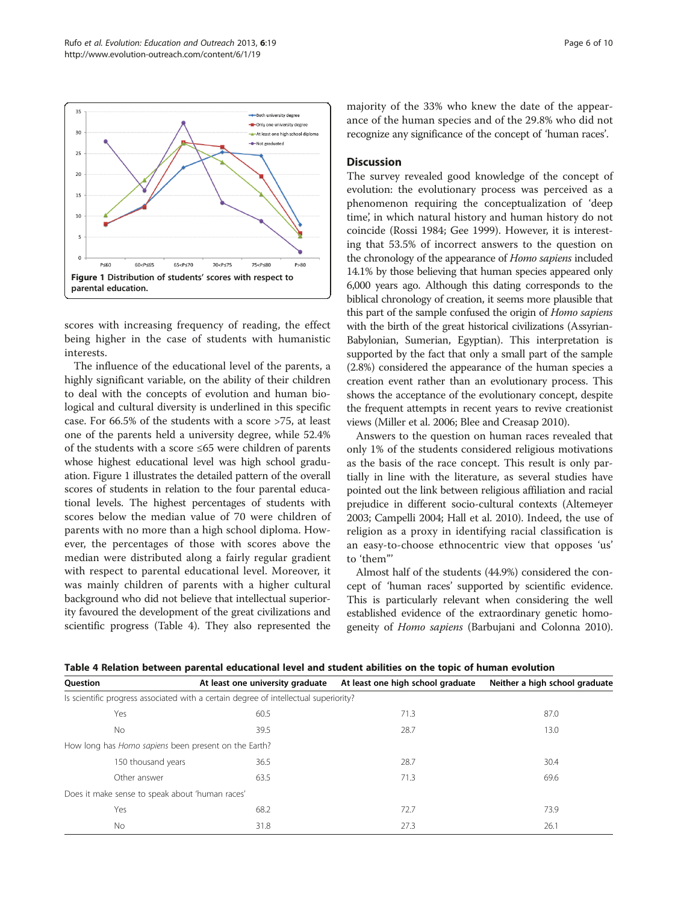Figure 1 Distribution of students' scores with respect to parental education.

scores with increasing frequency of reading, the effect being higher in the case of students with humanistic interests.

The influence of the educational level of the parents, a highly significant variable, on the ability of their children to deal with the concepts of evolution and human biological and cultural diversity is underlined in this specific case. For 66.5% of the students with a score >75, at least one of the parents held a university degree, while 52.4% of the students with a score ≤65 were children of parents whose highest educational level was high school graduation. Figure 1 illustrates the detailed pattern of the overall scores of students in relation to the four parental educational levels. The highest percentages of students with scores below the median value of 70 were children of parents with no more than a high school diploma. However, the percentages of those with scores above the median were distributed along a fairly regular gradient with respect to parental educational level. Moreover, it was mainly children of parents with a higher cultural background who did not believe that intellectual superiority favoured the development of the great civilizations and scientific progress (Table 4). They also represented the majority of the 33% who knew the date of the appearance of the human species and of the 29.8% who did not recognize any significance of the concept of 'human races'.

## Discussion

The survey revealed good knowledge of the concept of evolution: the evolutionary process was perceived as a phenomenon requiring the conceptualization of 'deep time', in which natural history and human history do not coincide (Rossi 1984; Gee 1999). However, it is interesting that 53.5% of incorrect answers to the question on the chronology of the appearance of *Homo sapiens* included 14.1% by those believing that human species appeared only 6,000 years ago. Although this dating corresponds to the biblical chronology of creation, it seems more plausible that this part of the sample confused the origin of *Homo sapiens* with the birth of the great historical civilizations (Assyrian-Babylonian, Sumerian, Egyptian). This interpretation is supported by the fact that only a small part of the sample (2.8%) considered the appearance of the human species a creation event rather than an evolutionary process. This shows the acceptance of the evolutionary concept, despite the frequent attempts in recent years to revive creationist views (Miller et al. 2006; Blee and Creasap 2010).

Answers to the question on human races revealed that only 1% of the students considered religious motivations as the basis of the race concept. This result is only partially in line with the literature, as several studies have pointed out the link between religious affiliation and racial prejudice in different socio-cultural contexts (Altemeyer 2003; Campelli 2004; Hall et al. 2010). Indeed, the use of religion as a proxy in identifying racial classification is an easy-to-choose ethnocentric view that opposes 'us' to 'them'"

Almost half of the students (44.9%) considered the concept of 'human races' supported by scientific evidence. This is particularly relevant when considering the well established evidence of the extraordinary genetic homogeneity of *Homo sapiens* (Barbujani and Colonna 2010).

**Table 4 Relation between parental educational level and student abilities on the topic of human evolution**

| Question | At least one university graduate | At least one high school graduate | Neither a high school graduate |
|---|---|---|---|
| Is scientific progress associated with a certain degree of intellectual superiority? | | | |
| Yes | 60.5 | 71.3 | 87.0 |
| No | 39.5 | 28.7 | 13.0 |
| How long has *Homo sapiens* been present on the Earth? | | | |
| 150 thousand years | 36.5 | 28.7 | 30.4 |
| Other answer | 63.5 | 71.3 | 69.6 |
| Does it make sense to speak about 'human races' | | | |
| Yes | 68.2 | 72.7 | 73.9 |
| No | 31.8 | 27.3 | 26.1 |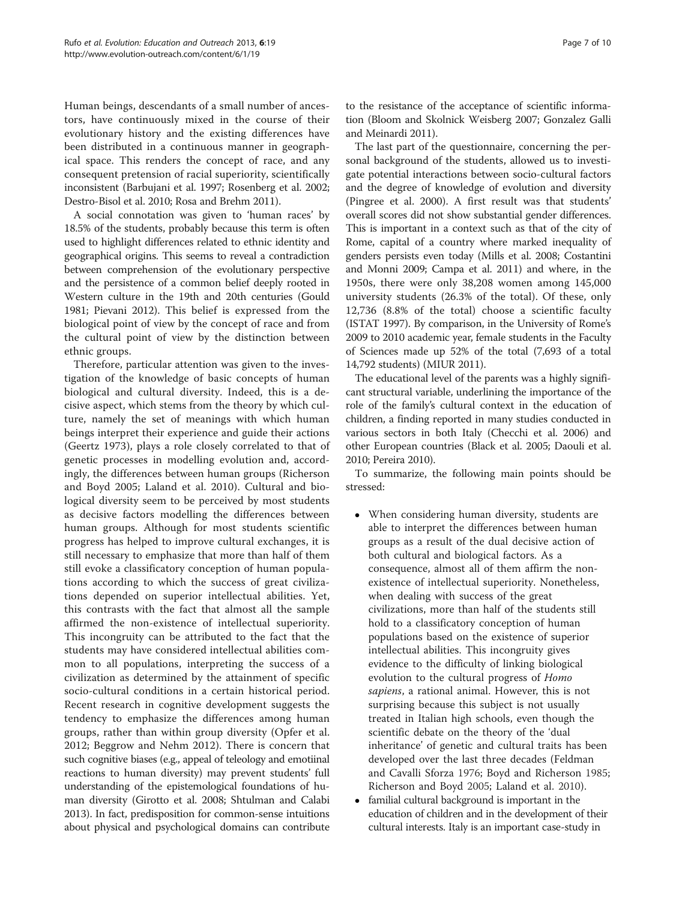Human beings, descendants of a small number of ancestors, have continuously mixed in the course of their evolutionary history and the existing differences have been distributed in a continuous manner in geographical space. This renders the concept of race, and any consequent pretension of racial superiority, scientifically inconsistent (Barbujani et al. 1997; Rosenberg et al. 2002; Destro-Bisol et al. 2010; Rosa and Brehm 2011).

A social connotation was given to 'human races' by 18.5% of the students, probably because this term is often used to highlight differences related to ethnic identity and geographical origins. This seems to reveal a contradiction between comprehension of the evolutionary perspective and the persistence of a common belief deeply rooted in Western culture in the 19th and 20th centuries (Gould 1981; Pievani 2012). This belief is expressed from the biological point of view by the concept of race and from the cultural point of view by the distinction between ethnic groups.

Therefore, particular attention was given to the investigation of the knowledge of basic concepts of human biological and cultural diversity. Indeed, this is a decisive aspect, which stems from the theory by which culture, namely the set of meanings with which human beings interpret their experience and guide their actions (Geertz 1973), plays a role closely correlated to that of genetic processes in modelling evolution and, accordingly, the differences between human groups (Richerson and Boyd 2005; Laland et al. 2010). Cultural and biological diversity seem to be perceived by most students as decisive factors modelling the differences between human groups. Although for most students scientific progress has helped to improve cultural exchanges, it is still necessary to emphasize that more than half of them still evoke a classificatory conception of human populations according to which the success of great civilizations depended on superior intellectual abilities. Yet, this contrasts with the fact that almost all the sample affirmed the non-existence of intellectual superiority. This incongruity can be attributed to the fact that the students may have considered intellectual abilities common to all populations, interpreting the success of a civilization as determined by the attainment of specific socio-cultural conditions in a certain historical period. Recent research in cognitive development suggests the tendency to emphasize the differences among human groups, rather than within group diversity (Opfer et al. 2012; Beggrow and Nehm 2012). There is concern that such cognitive biases (e.g., appeal of teleology and emotiinal reactions to human diversity) may prevent students' full understanding of the epistemological foundations of human diversity (Girotto et al. 2008; Shtulman and Calabi 2013). In fact, predisposition for common-sense intuitions about physical and psychological domains can contribute to the resistance of the acceptance of scientific information (Bloom and Skolnick Weisberg 2007; Gonzalez Galli and Meinardi 2011).

The last part of the questionnaire, concerning the personal background of the students, allowed us to investigate potential interactions between socio-cultural factors and the degree of knowledge of evolution and diversity (Pingree et al. 2000). A first result was that students' overall scores did not show substantial gender differences. This is important in a context such as that of the city of Rome, capital of a country where marked inequality of genders persists even today (Mills et al. 2008; Costantini and Monni 2009; Campa et al. 2011) and where, in the 1950s, there were only 38,208 women among 145,000 university students (26.3% of the total). Of these, only 12,736 (8.8% of the total) choose a scientific faculty (ISTAT 1997). By comparison, in the University of Rome's 2009 to 2010 academic year, female students in the Faculty of Sciences made up 52% of the total (7,693 of a total 14,792 students) (MIUR 2011).

The educational level of the parents was a highly significant structural variable, underlining the importance of the role of the family's cultural context in the education of children, a finding reported in many studies conducted in various sectors in both Italy (Checchi et al. 2006) and other European countries (Black et al. 2005; Daouli et al. 2010; Pereira 2010).

To summarize, the following main points should be stressed:

- When considering human diversity, students are able to interpret the differences between human groups as a result of the dual decisive action of both cultural and biological factors. As a consequence, almost all of them affirm the non-existence of intellectual superiority. Nonetheless, when dealing with success of the great civilizations, more than half of the students still hold to a classificatory conception of human populations based on the existence of superior intellectual abilities. This incongruity gives evidence to the difficulty of linking biological evolution to the cultural progress of *Homo sapiens*, a rational animal. However, this is not surprising because this subject is not usually treated in Italian high schools, even though the scientific debate on the theory of the 'dual inheritance' of genetic and cultural traits has been developed over the last three decades (Feldman and Cavalli Sforza 1976; Boyd and Richerson 1985; Richerson and Boyd 2005; Laland et al. 2010).
- familial cultural background is important in the education of children and in the development of their cultural interests. Italy is an important case-study in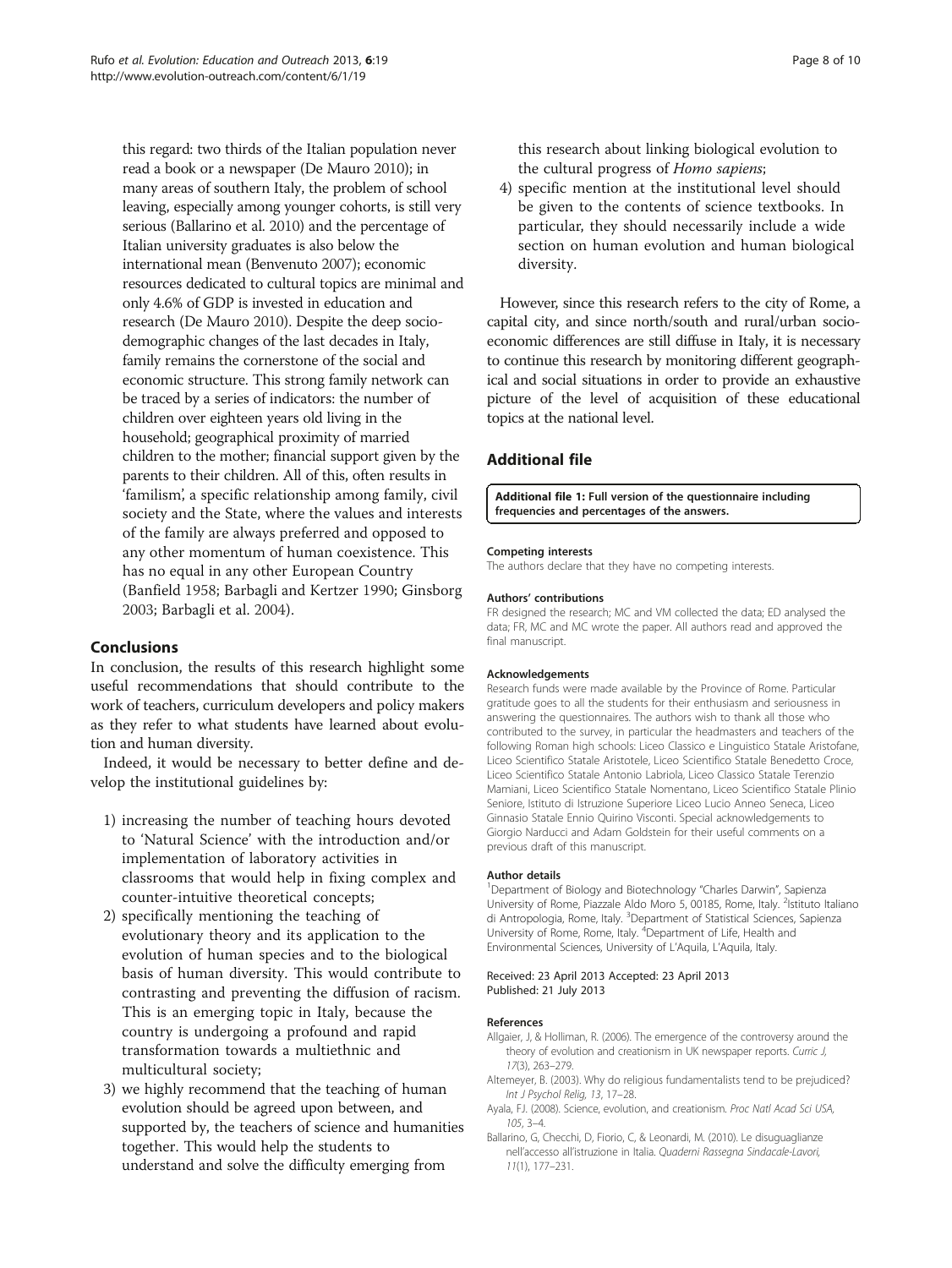this regard: two thirds of the Italian population never read a book or a newspaper (De Mauro 2010); in many areas of southern Italy, the problem of school leaving, especially among younger cohorts, is still very serious (Ballarino et al. 2010) and the percentage of Italian university graduates is also below the international mean (Benvenuto 2007); economic resources dedicated to cultural topics are minimal and only 4.6% of GDP is invested in education and research (De Mauro 2010). Despite the deep socio-demographic changes of the last decades in Italy, family remains the cornerstone of the social and economic structure. This strong family network can be traced by a series of indicators: the number of children over eighteen years old living in the household; geographical proximity of married children to the mother; financial support given by the parents to their children. All of this, often results in 'familism', a specific relationship among family, civil society and the State, where the values and interests of the family are always preferred and opposed to any other momentum of human coexistence. This has no equal in any other European Country (Banfield 1958; Barbagli and Kertzer 1990; Ginsborg 2003; Barbagli et al. 2004).

## Conclusions

In conclusion, the results of this research highlight some useful recommendations that should contribute to the work of teachers, curriculum developers and policy makers as they refer to what students have learned about evolution and human diversity.

Indeed, it would be necessary to better define and develop the institutional guidelines by:

1) increasing the number of teaching hours devoted to 'Natural Science' with the introduction and/or implementation of laboratory activities in classrooms that would help in fixing complex and counter-intuitive theoretical concepts;
2) specifically mentioning the teaching of evolutionary theory and its application to the evolution of human species and to the biological basis of human diversity. This would contribute to contrasting and preventing the diffusion of racism. This is an emerging topic in Italy, because the country is undergoing a profound and rapid transformation towards a multiethnic and multicultural society;
3) we highly recommend that the teaching of human evolution should be agreed upon between, and supported by, the teachers of science and humanities together. This would help the students to understand and solve the difficulty emerging from this research about linking biological evolution to the cultural progress of *Homo sapiens*;
4) specific mention at the institutional level should be given to the contents of science textbooks. In particular, they should necessarily include a wide section on human evolution and human biological diversity.

However, since this research refers to the city of Rome, a capital city, and since north/south and rural/urban socio-economic differences are still diffuse in Italy, it is necessary to continue this research by monitoring different geographical and social situations in order to provide an exhaustive picture of the level of acquisition of these educational topics at the national level.

## Additional file

**Additional file 1: Full version of the questionnaire including frequencies and percentages of the answers.**

#### Competing interests

The authors declare that they have no competing interests.

#### Authors' contributions

FR designed the research; MC and VM collected the data; ED analysed the data; FR, MC and MC wrote the paper. All authors read and approved the final manuscript.

#### Acknowledgements

Research funds were made available by the Province of Rome. Particular gratitude goes to all the students for their enthusiasm and seriousness in answering the questionnaires. The authors wish to thank all those who contributed to the survey, in particular the headmasters and teachers of the following Roman high schools: Liceo Classico e Linguistico Statale Aristofane, Liceo Scientifico Statale Aristotele, Liceo Scientifico Statale Benedetto Croce, Liceo Scientifico Statale Antonio Labriola, Liceo Classico Statale Terenzio Mamiani, Liceo Scientifico Statale Nomentano, Liceo Scientifico Statale Plinio Seniore, Istituto di Istruzione Superiore Liceo Lucio Anneo Seneca, Liceo Ginnasio Statale Ennio Quirino Visconti. Special acknowledgements to Giorgio Narducci and Adam Goldstein for their useful comments on a previous draft of this manuscript.

#### Author details

[1]Department of Biology and Biotechnology "Charles Darwin", Sapienza University of Rome, Piazzale Aldo Moro 5, 00185, Rome, Italy. [2]Istituto Italiano di Antropologia, Rome, Italy. [3]Department of Statistical Sciences, Sapienza University of Rome, Rome, Italy. [4]Department of Life, Health and Environmental Sciences, University of L'Aquila, L'Aquila, Italy.

Received: 23 April 2013 Accepted: 23 April 2013
Published: 21 July 2013

#### References

- Allgaier, J, & Holliman, R. (2006). The emergence of the controversy around the theory of evolution and creationism in UK newspaper reports. *Curric J, 17*(3), 263–279.
- Altemeyer, B. (2003). Why do religious fundamentalists tend to be prejudiced? *Int J Psychol Relig, 13*, 17–28.
- Ayala, FJ. (2008). Science, evolution, and creationism. *Proc Natl Acad Sci USA, 105*, 3–4.
- Ballarino, G, Checchi, D, Fiorio, C, & Leonardi, M. (2010). Le disuguaglianze nell'accesso all'istruzione in Italia. *Quaderni Rassegna Sindacale-Lavori, 11*(1), 177–231.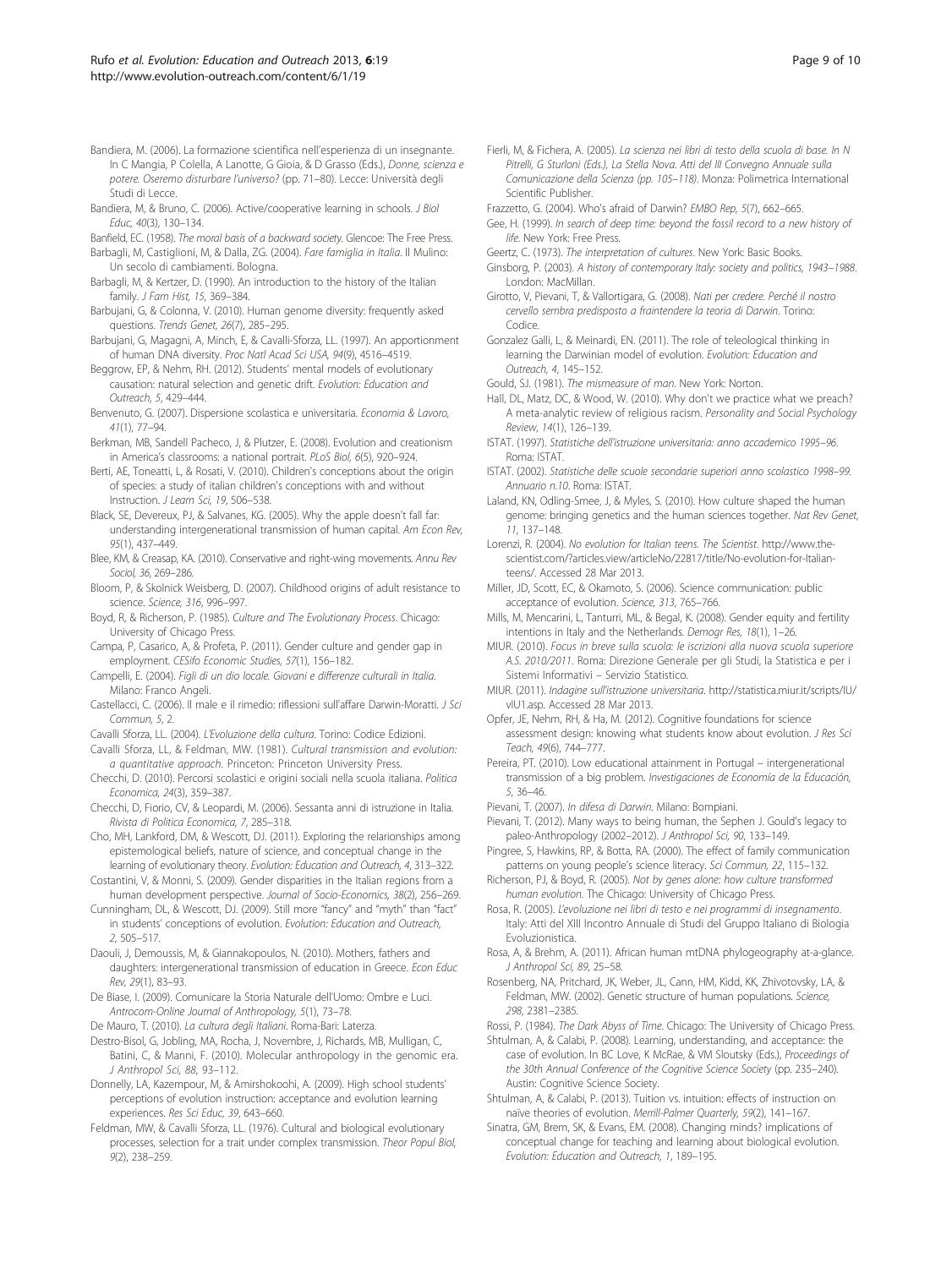Bandiera, M. (2006). La formazione scientifica nell'esperienza di un insegnante. In C Mangia, P Colella, A Lanotte, G Gioia, & D Grasso (Eds.), *Donne, scienza e potere. Oseremo disturbare l'universo?* (pp. 71–80). Lecce: Università degli Studi di Lecce.

Bandiera, M, & Bruno, C. (2006). Active/cooperative learning in schools. *J Biol Educ, 40*(3), 130–134.

Banfield, EC. (1958). *The moral basis of a backward society*. Glencoe: The Free Press.

Barbagli, M, Castiglioni, M, & Dalla, ZG. (2004). *Fare famiglia in Italia*. Il Mulino: Un secolo di cambiamenti. Bologna.

Barbagli, M, & Kertzer, D. (1990). An introduction to the history of the Italian family. *J Fam Hist, 15*, 369–384.

Barbujani, G, & Colonna, V. (2010). Human genome diversity: frequently asked questions. *Trends Genet, 26*(7), 285–295.

Barbujani, G, Magagni, A, Minch, E, & Cavalli-Sforza, LL. (1997). An apportionment of human DNA diversity. *Proc Natl Acad Sci USA, 94*(9), 4516–4519.

Beggrow, EP, & Nehm, RH. (2012). Students' mental models of evolutionary causation: natural selection and genetic drift. *Evolution: Education and Outreach, 5*, 429–444.

Benvenuto, G. (2007). Dispersione scolastica e universitaria. *Economia & Lavoro, 41*(1), 77–94.

Berkman, MB, Sandell Pacheco, J, & Plutzer, E. (2008). Evolution and creationism in America's classrooms: a national portrait. *PLoS Biol, 6*(5), 920–924.

Berti, AE, Toneatti, L, & Rosati, V. (2010). Children's conceptions about the origin of species: a study of italian children's conceptions with and without Instruction. *J Learn Sci, 19*, 506–538.

Black, SE, Devereux, PJ, & Salvanes, KG. (2005). Why the apple doesn't fall far: understanding intergenerational transmission of human capital. *Am Econ Rev, 95*(1), 437–449.

Blee, KM, & Creasap, KA. (2010). Conservative and right-wing movements. *Annu Rev Sociol, 36*, 269–286.

Bloom, P, & Skolnick Weisberg, D. (2007). Childhood origins of adult resistance to science. *Science, 316*, 996–997.

Boyd, R, & Richerson, P. (1985). *Culture and The Evolutionary Process*. Chicago: University of Chicago Press.

Campa, P, Casarico, A, & Profeta, P. (2011). Gender culture and gender gap in employment. *CESifo Economic Studies, 57*(1), 156–182.

Campelli, E. (2004). *Figli di un dio locale. Giovani e differenze culturali in Italia*. Milano: Franco Angeli.

Castellacci, C. (2006). Il male e il rimedio: riflessioni sull'affare Darwin-Moratti. *J Sci Commun, 5*, 2.

Cavalli Sforza, LL. (2004). *L'Evoluzione della cultura*. Torino: Codice Edizioni.

Cavalli Sforza, LL, & Feldman, MW. (1981). *Cultural transmission and evolution: a quantitative approach*. Princeton: Princeton University Press.

Checchi, D. (2010). Percorsi scolastici e origini sociali nella scuola italiana. *Politica Economica, 24*(3), 359–387.

Checchi, D, Fiorio, CV, & Leopardi, M. (2006). Sessanta anni di istruzione in Italia. *Rivista di Politica Economica, 7*, 285–318.

Cho, MH, Lankford, DM, & Wescott, DJ. (2011). Exploring the relarionships among epistemological beliefs, nature of science, and conceptual change in the learning of evolutionary theory. *Evolution: Education and Outreach, 4*, 313–322.

Costantini, V, & Monni, S. (2009). Gender disparities in the Italian regions from a human development perspective. *Journal of Socio-Economics, 38*(2), 256–269.

Cunningham, DL, & Wescott, DJ. (2009). Still more "fancy" and "myth" than "fact" in students' conceptions of evolution. *Evolution: Education and Outreach, 2*, 505–517.

Daouli, J, Demoussis, M, & Giannakopoulos, N. (2010). Mothers, fathers and daughters: intergenerational transmission of education in Greece. *Econ Educ Rev, 29*(1), 83–93.

De Biase, I. (2009). Comunicare la Storia Naturale dell'Uomo: Ombre e Luci. *Antrocom-Online Journal of Anthropology, 5*(1), 73–78.

De Mauro, T. (2010). *La cultura degli Italiani*. Roma-Bari: Laterza.

Destro-Bisol, G, Jobling, MA, Rocha, J, Novembre, J, Richards, MB, Mulligan, C, Batini, C, & Manni, F. (2010). Molecular anthropology in the genomic era. *J Anthropol Sci, 88*, 93–112.

Donnelly, LA, Kazempour, M, & Amirshokoohi, A. (2009). High school students' perceptions of evolution instruction: acceptance and evolution learning experiences. *Res Sci Educ, 39*, 643–660.

Feldman, MW, & Cavalli Sforza, LL. (1976). Cultural and biological evolutionary processes, selection for a trait under complex transmission. *Theor Popul Biol, 9*(2), 238–259.

Fierli, M, & Fichera, A. (2005). *La scienza nei libri di testo della scuola di base. In N Pitrelli, G Sturloni (Eds.), La Stella Nova. Atti del III Convegno Annuale sulla Comunicazione della Scienza (pp. 105–118)*. Monza: Polimetrica International Scientific Publisher.

Frazzetto, G. (2004). Who's afraid of Darwin? *EMBO Rep, 5*(7), 662–665.

Gee, H. (1999). *In search of deep time: beyond the fossil record to a new history of life*. New York: Free Press.

Geertz, C. (1973). *The interpretation of cultures*. New York: Basic Books.

Ginsborg, P. (2003). *A history of contemporary Italy: society and politics, 1943–1988*. London: MacMillan.

Girotto, V, Pievani, T, & Vallortigara, G. (2008). *Nati per credere. Perché il nostro cervello sembra predisposto a fraintendere la teoria di Darwin*. Torino: Codice.

Gonzalez Galli, L, & Meinardi, EN. (2011). The role of teleological thinking in learning the Darwinian model of evolution. *Evolution: Education and Outreach, 4*, 145–152.

Gould, SJ. (1981). *The mismeasure of man*. New York: Norton.

Hall, DL, Matz, DC, & Wood, W. (2010). Why don't we practice what we preach? A meta-analytic review of religious racism. *Personality and Social Psychology Review, 14*(1), 126–139.

ISTAT. (1997). *Statistiche dell'istruzione universitaria: anno accademico 1995–96*. Roma: ISTAT.

ISTAT. (2002). *Statistiche delle scuole secondarie superiori anno scolastico 1998–99. Annuario n.10*. Roma: ISTAT.

Laland, KN, Odling-Smee, J, & Myles, S. (2010). How culture shaped the human genome: bringing genetics and the human sciences together. *Nat Rev Genet, 11*, 137–148.

Lorenzi, R. (2004). *No evolution for Italian teens. The Scientist*. http://www.the-scientist.com/?articles.view/articleNo/22817/title/No-evolution-for-Italian-teens/. Accessed 28 Mar 2013.

Miller, JD, Scott, EC, & Okamoto, S. (2006). Science communication: public acceptance of evolution. *Science, 313*, 765–766.

Mills, M, Mencarini, L, Tanturri, ML, & Begal, K. (2008). Gender equity and fertility intentions in Italy and the Netherlands. *Demogr Res, 18*(1), 1–26.

MIUR. (2010). *Focus in breve sulla scuola: le iscrizioni alla nuova scuola superiore A.S. 2010/2011*. Roma: Direzione Generale per gli Studi, la Statistica e per i Sistemi Informativi – Servizio Statistico.

MIUR. (2011). *Indagine sull'istruzione universitaria*. http://statistica.miur.it/scripts/IU/vIU1.asp. Accessed 28 Mar 2013.

Opfer, JE, Nehm, RH, & Ha, M. (2012). Cognitive foundations for science assessment design: knowing what students know about evolution. *J Res Sci Teach, 49*(6), 744–777.

Pereira, PT. (2010). Low educational attainment in Portugal – intergenerational transmission of a big problem. *Investigaciones de Economía de la Educación, 5*, 36–46.

Pievani, T. (2007). *In difesa di Darwin*. Milano: Bompiani.

Pievani, T. (2012). Many ways to being human, the Sephen J. Gould's legacy to paleo-Anthropology (2002–2012). *J Anthropol Sci, 90*, 133–149.

Pingree, S, Hawkins, RP, & Botta, RA. (2000). The effect of family communication patterns on young people's science literacy. *Sci Commun, 22*, 115–132.

Richerson, PJ, & Boyd, R. (2005). *Not by genes alone: how culture transformed human evolution*. The Chicago: University of Chicago Press.

Rosa, R. (2005). *L'evoluzione nei libri di testo e nei programmi di insegnamento*. Italy: Atti del XIII Incontro Annuale di Studi del Gruppo Italiano di Biologia Evoluzionistica.

Rosa, A, & Brehm, A. (2011). African human mtDNA phylogeography at-a-glance. *J Anthropol Sci, 89*, 25–58.

Rosenberg, NA, Pritchard, JK, Weber, JL, Cann, HM, Kidd, KK, Zhivotovsky, LA, & Feldman, MW. (2002). Genetic structure of human populations. *Science, 298*, 2381–2385.

Rossi, P. (1984). *The Dark Abyss of Time*. Chicago: The University of Chicago Press.

Shtulman, A, & Calabi, P. (2008). Learning, understanding, and acceptance: the case of evolution. In BC Love, K McRae, & VM Sloutsky (Eds.), *Proceedings of the 30th Annual Conference of the Cognitive Science Society* (pp. 235–240). Austin: Cognitive Science Society.

Shtulman, A, & Calabi, P. (2013). Tuition vs. intuition: effects of instruction on naïve theories of evolution. *Merrill-Palmer Quarterly, 59*(2), 141–167.

Sinatra, GM, Brem, SK, & Evans, EM. (2008). Changing minds? implications of conceptual change for teaching and learning about biological evolution. *Evolution: Education and Outreach, 1*, 189–195.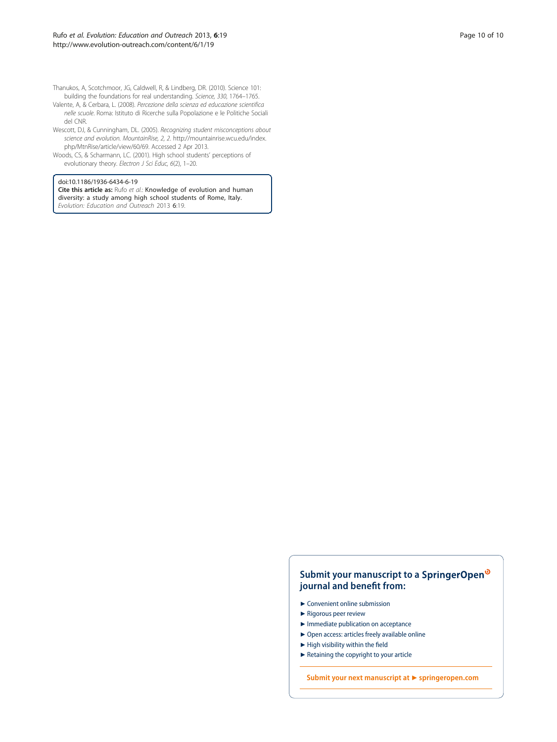Thanukos, A, Scotchmoor, JG, Caldwell, R, & Lindberg, DR. (2010). Science 101: building the foundations for real understanding. *Science, 330*, 1764–1765.

Valente, A, & Cerbara, L. (2008). *Percezione della scienza ed educazione scientifica nelle scuole*. Roma: Istituto di Ricerche sulla Popolazione e le Politiche Sociali del CNR.

Wescott, DJ, & Cunningham, DL. (2005). *Recognizing student misconceptions about science and evolution. MountainRise, 2, 2*. http://mountainrise.wcu.edu/index.php/MtnRise/article/view/60/69. Accessed 2 Apr 2013.

Woods, CS, & Scharmann, LC. (2001). High school students' perceptions of evolutionary theory. *Electron J Sci Educ, 6*(2), 1–20.

doi:10.1186/1936-6434-6-19

**Cite this article as:** Rufo *et al.*: Knowledge of evolution and human diversity: a study among high school students of Rome, Italy. *Evolution: Education and Outreach* 2013 **6**:19.

**Submit your manuscript to a SpringerOpen journal and benefit from:**

- ► Convenient online submission
- ► Rigorous peer review
- ► Immediate publication on acceptance
- ► Open access: articles freely available online
- ► High visibility within the field
- ► Retaining the copyright to your article

**Submit your next manuscript at ► springeropen.com**